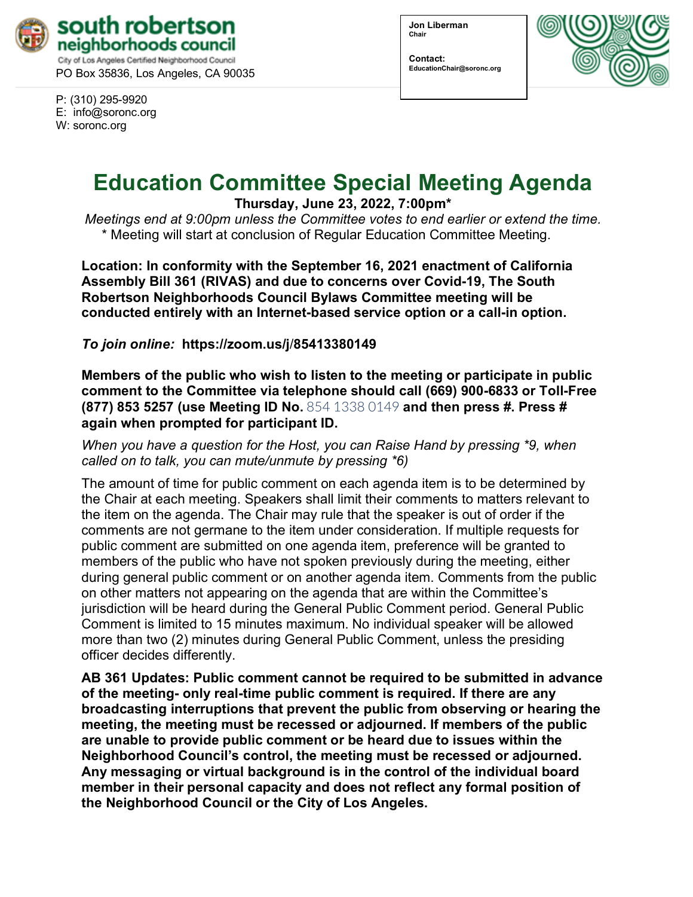south robertson
neighborhoods council
City of Los Angeles Certified Neighborhood Council
PO Box 35836, Los Angeles, CA 90035

P: (310) 295-9920
E: info@soronc.org
W: soronc.org

**Jon Liberman**
**Chair**

**Contact:**
**EducationChair@soronc.org**

# Education Committee Special Meeting Agenda

**Thursday, June 23, 2022, 7:00pm***

*Meetings end at 9:00pm unless the Committee votes to end earlier or extend the time.*
\* Meeting will start at conclusion of Regular Education Committee Meeting.

**Location: In conformity with the September 16, 2021 enactment of California Assembly Bill 361 (RIVAS) and due to concerns over Covid-19, The South Robertson Neighborhoods Council Bylaws Committee meeting will be conducted entirely with an Internet-based service option or a call-in option.**

***To join online:*** **https://zoom.us/j/85413380149**

**Members of the public who wish to listen to the meeting or participate in public comment to the Committee via telephone should call (669) 900-6833 or Toll-Free (877) 853 5257 (use Meeting ID No.** 854 1338 0149 **and then press #. Press # again when prompted for participant ID.**

*When you have a question for the Host, you can Raise Hand by pressing *9, when called on to talk, you can mute/unmute by pressing *6)*

The amount of time for public comment on each agenda item is to be determined by the Chair at each meeting. Speakers shall limit their comments to matters relevant to the item on the agenda. The Chair may rule that the speaker is out of order if the comments are not germane to the item under consideration. If multiple requests for public comment are submitted on one agenda item, preference will be granted to members of the public who have not spoken previously during the meeting, either during general public comment or on another agenda item. Comments from the public on other matters not appearing on the agenda that are within the Committee's jurisdiction will be heard during the General Public Comment period. General Public Comment is limited to 15 minutes maximum. No individual speaker will be allowed more than two (2) minutes during General Public Comment, unless the presiding officer decides differently.

**AB 361 Updates: Public comment cannot be required to be submitted in advance of the meeting- only real-time public comment is required. If there are any broadcasting interruptions that prevent the public from observing or hearing the meeting, the meeting must be recessed or adjourned. If members of the public are unable to provide public comment or be heard due to issues within the Neighborhood Council's control, the meeting must be recessed or adjourned. Any messaging or virtual background is in the control of the individual board member in their personal capacity and does not reflect any formal position of the Neighborhood Council or the City of Los Angeles.**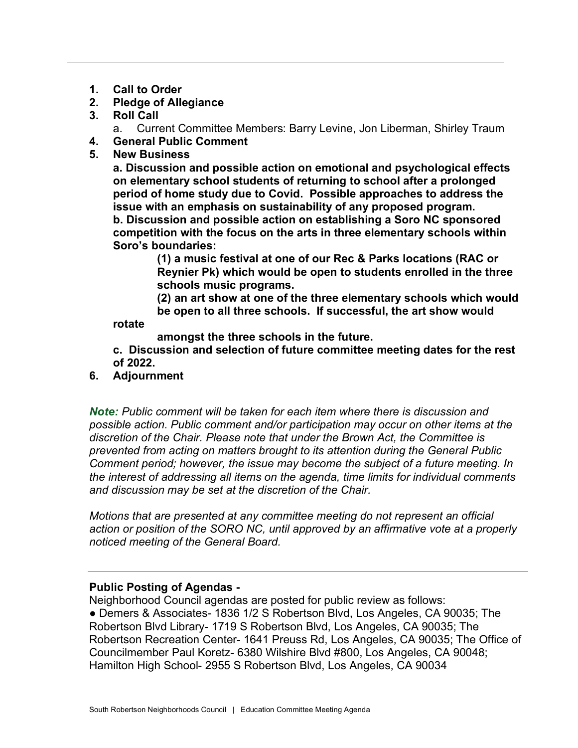1. **Call to Order**
2. **Pledge of Allegiance**
3. **Roll Call**
   a. Current Committee Members: Barry Levine, Jon Liberman, Shirley Traum
4. **General Public Comment**
5. **New Business**

   **a. Discussion and possible action on emotional and psychological effects on elementary school students of returning to school after a prolonged period of home study due to Covid. Possible approaches to address the issue with an emphasis on sustainability of any proposed program.**

   **b. Discussion and possible action on establishing a Soro NC sponsored competition with the focus on the arts in three elementary schools within Soro's boundaries:**

   **(1) a music festival at one of our Rec & Parks locations (RAC or Reynier Pk) which would be open to students enrolled in the three schools music programs.**

   **(2) an art show at one of the three elementary schools which would be open to all three schools. If successful, the art show would rotate amongst the three schools in the future.**

   **c. Discussion and selection of future committee meeting dates for the rest of 2022.**
6. **Adjournment**

***Note:*** *Public comment will be taken for each item where there is discussion and possible action. Public comment and/or participation may occur on other items at the discretion of the Chair. Please note that under the Brown Act, the Committee is prevented from acting on matters brought to its attention during the General Public Comment period; however, the issue may become the subject of a future meeting. In the interest of addressing all items on the agenda, time limits for individual comments and discussion may be set at the discretion of the Chair.*

*Motions that are presented at any committee meeting do not represent an official action or position of the SORO NC, until approved by an affirmative vote at a properly noticed meeting of the General Board.*

---

**Public Posting of Agendas -**

Neighborhood Council agendas are posted for public review as follows:

● Demers & Associates- 1836 1/2 S Robertson Blvd, Los Angeles, CA 90035; The Robertson Blvd Library- 1719 S Robertson Blvd, Los Angeles, CA 90035; The Robertson Recreation Center- 1641 Preuss Rd, Los Angeles, CA 90035; The Office of Councilmember Paul Koretz- 6380 Wilshire Blvd #800, Los Angeles, CA 90048; Hamilton High School- 2955 S Robertson Blvd, Los Angeles, CA 90034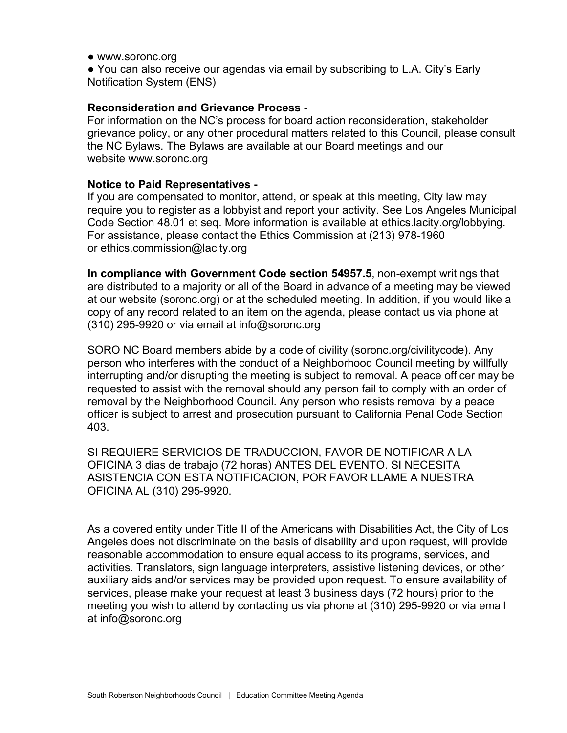- www.soronc.org
- You can also receive our agendas via email by subscribing to L.A. City's Early Notification System (ENS)

**Reconsideration and Grievance Process -**
For information on the NC's process for board action reconsideration, stakeholder grievance policy, or any other procedural matters related to this Council, please consult the NC Bylaws. The Bylaws are available at our Board meetings and our website www.soronc.org

**Notice to Paid Representatives -**
If you are compensated to monitor, attend, or speak at this meeting, City law may require you to register as a lobbyist and report your activity. See Los Angeles Municipal Code Section 48.01 et seq. More information is available at ethics.lacity.org/lobbying. For assistance, please contact the Ethics Commission at (213) 978-1960 or ethics.commission@lacity.org

**In compliance with Government Code section 54957.5**, non-exempt writings that are distributed to a majority or all of the Board in advance of a meeting may be viewed at our website (soronc.org) or at the scheduled meeting. In addition, if you would like a copy of any record related to an item on the agenda, please contact us via phone at (310) 295-9920 or via email at info@soronc.org

SORO NC Board members abide by a code of civility (soronc.org/civilitycode). Any person who interferes with the conduct of a Neighborhood Council meeting by willfully interrupting and/or disrupting the meeting is subject to removal. A peace officer may be requested to assist with the removal should any person fail to comply with an order of removal by the Neighborhood Council. Any person who resists removal by a peace officer is subject to arrest and prosecution pursuant to California Penal Code Section 403.

SI REQUIERE SERVICIOS DE TRADUCCION, FAVOR DE NOTIFICAR A LA OFICINA 3 dias de trabajo (72 horas) ANTES DEL EVENTO. SI NECESITA ASISTENCIA CON ESTA NOTIFICACION, POR FAVOR LLAME A NUESTRA OFICINA AL (310) 295-9920.

As a covered entity under Title II of the Americans with Disabilities Act, the City of Los Angeles does not discriminate on the basis of disability and upon request, will provide reasonable accommodation to ensure equal access to its programs, services, and activities. Translators, sign language interpreters, assistive listening devices, or other auxiliary aids and/or services may be provided upon request. To ensure availability of services, please make your request at least 3 business days (72 hours) prior to the meeting you wish to attend by contacting us via phone at (310) 295-9920 or via email at info@soronc.org